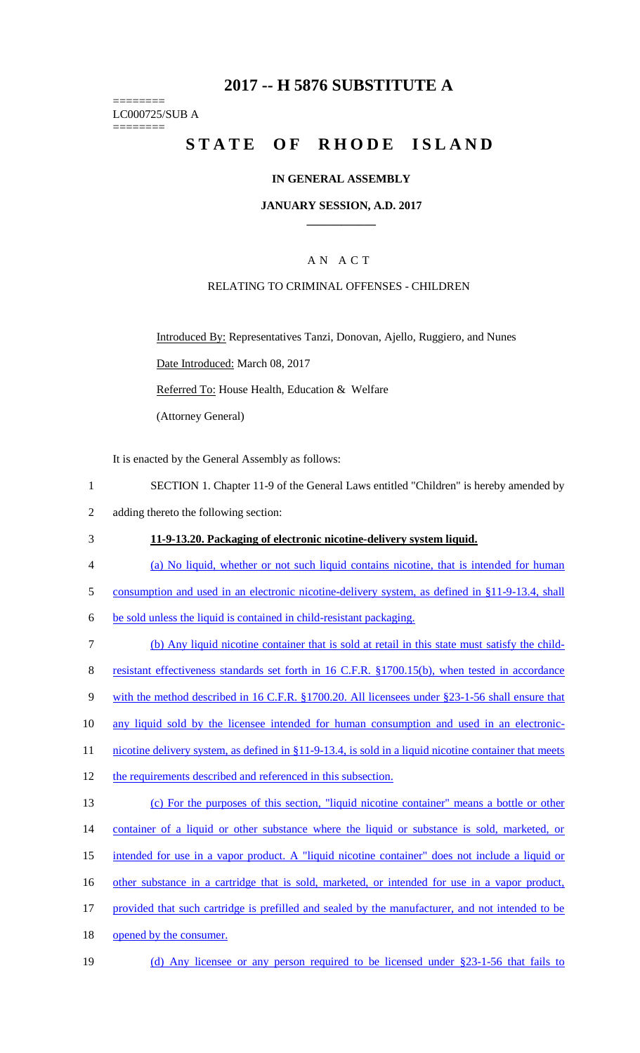# 2017 -- H 5876 SUBSTITUTE A

========
LC000725/SUB A
========

## STATE OF RHODE ISLAND

### IN GENERAL ASSEMBLY

### JANUARY SESSION, A.D. 2017

### A N A C T

RELATING TO CRIMINAL OFFENSES - CHILDREN

Introduced By: Representatives Tanzi, Donovan, Ajello, Ruggiero, and Nunes

Date Introduced: March 08, 2017

Referred To: House Health, Education & Welfare

(Attorney General)

It is enacted by the General Assembly as follows:

1 SECTION 1. Chapter 11-9 of the General Laws entitled "Children" is hereby amended by
2 adding thereto the following section:

3 **11-9-13.20. Packaging of electronic nicotine-delivery system liquid.**

4 (a) No liquid, whether or not such liquid contains nicotine, that is intended for human
5 consumption and used in an electronic nicotine-delivery system, as defined in §11-9-13.4, shall
6 be sold unless the liquid is contained in child-resistant packaging.

7 (b) Any liquid nicotine container that is sold at retail in this state must satisfy the child-
8 resistant effectiveness standards set forth in 16 C.F.R. §1700.15(b), when tested in accordance
9 with the method described in 16 C.F.R. §1700.20. All licensees under §23-1-56 shall ensure that
10 any liquid sold by the licensee intended for human consumption and used in an electronic-
11 nicotine delivery system, as defined in §11-9-13.4, is sold in a liquid nicotine container that meets
12 the requirements described and referenced in this subsection.

13 (c) For the purposes of this section, "liquid nicotine container" means a bottle or other
14 container of a liquid or other substance where the liquid or substance is sold, marketed, or
15 intended for use in a vapor product. A "liquid nicotine container" does not include a liquid or
16 other substance in a cartridge that is sold, marketed, or intended for use in a vapor product,
17 provided that such cartridge is prefilled and sealed by the manufacturer, and not intended to be
18 opened by the consumer.

19 (d) Any licensee or any person required to be licensed under §23-1-56 that fails to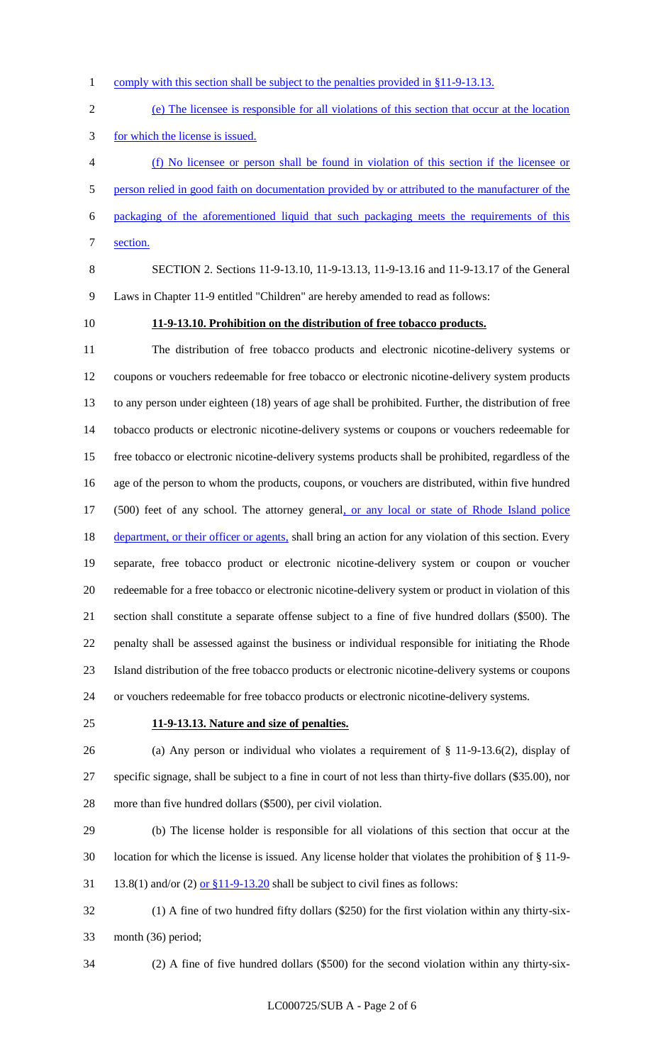comply with this section shall be subject to the penalties provided in §11-9-13.13.

(e) The licensee is responsible for all violations of this section that occur at the location for which the license is issued.

(f) No licensee or person shall be found in violation of this section if the licensee or person relied in good faith on documentation provided by or attributed to the manufacturer of the packaging of the aforementioned liquid that such packaging meets the requirements of this section.

SECTION 2. Sections 11-9-13.10, 11-9-13.13, 11-9-13.16 and 11-9-13.17 of the General Laws in Chapter 11-9 entitled "Children" are hereby amended to read as follows:

**11-9-13.10. Prohibition on the distribution of free tobacco products.**

The distribution of free tobacco products and electronic nicotine-delivery systems or coupons or vouchers redeemable for free tobacco or electronic nicotine-delivery system products to any person under eighteen (18) years of age shall be prohibited. Further, the distribution of free tobacco products or electronic nicotine-delivery systems or coupons or vouchers redeemable for free tobacco or electronic nicotine-delivery systems products shall be prohibited, regardless of the age of the person to whom the products, coupons, or vouchers are distributed, within five hundred (500) feet of any school. The attorney general, or any local or state of Rhode Island police department, or their officer or agents, shall bring an action for any violation of this section. Every separate, free tobacco product or electronic nicotine-delivery system or coupon or voucher redeemable for a free tobacco or electronic nicotine-delivery system or product in violation of this section shall constitute a separate offense subject to a fine of five hundred dollars ($500). The penalty shall be assessed against the business or individual responsible for initiating the Rhode Island distribution of the free tobacco products or electronic nicotine-delivery systems or coupons or vouchers redeemable for free tobacco products or electronic nicotine-delivery systems.

**11-9-13.13. Nature and size of penalties.**

(a) Any person or individual who violates a requirement of § 11-9-13.6(2), display of specific signage, shall be subject to a fine in court of not less than thirty-five dollars ($35.00), nor more than five hundred dollars ($500), per civil violation.

(b) The license holder is responsible for all violations of this section that occur at the location for which the license is issued. Any license holder that violates the prohibition of § 11-9-13.8(1) and/or (2) or §11-9-13.20 shall be subject to civil fines as follows:

(1) A fine of two hundred fifty dollars ($250) for the first violation within any thirty-six-month (36) period;

(2) A fine of five hundred dollars ($500) for the second violation within any thirty-six-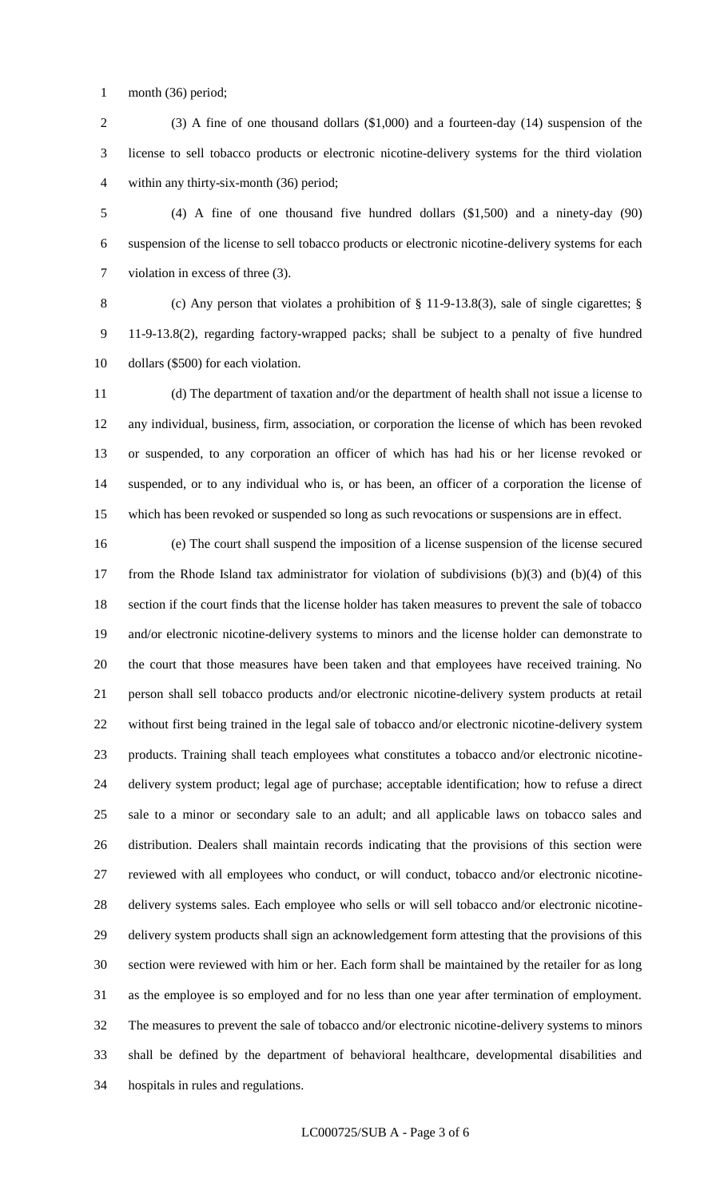month (36) period;

(3) A fine of one thousand dollars ($1,000) and a fourteen-day (14) suspension of the license to sell tobacco products or electronic nicotine-delivery systems for the third violation within any thirty-six-month (36) period;

(4) A fine of one thousand five hundred dollars ($1,500) and a ninety-day (90) suspension of the license to sell tobacco products or electronic nicotine-delivery systems for each violation in excess of three (3).

(c) Any person that violates a prohibition of § 11-9-13.8(3), sale of single cigarettes; § 11-9-13.8(2), regarding factory-wrapped packs; shall be subject to a penalty of five hundred dollars ($500) for each violation.

(d) The department of taxation and/or the department of health shall not issue a license to any individual, business, firm, association, or corporation the license of which has been revoked or suspended, to any corporation an officer of which has had his or her license revoked or suspended, or to any individual who is, or has been, an officer of a corporation the license of which has been revoked or suspended so long as such revocations or suspensions are in effect.

(e) The court shall suspend the imposition of a license suspension of the license secured from the Rhode Island tax administrator for violation of subdivisions (b)(3) and (b)(4) of this section if the court finds that the license holder has taken measures to prevent the sale of tobacco and/or electronic nicotine-delivery systems to minors and the license holder can demonstrate to the court that those measures have been taken and that employees have received training. No person shall sell tobacco products and/or electronic nicotine-delivery system products at retail without first being trained in the legal sale of tobacco and/or electronic nicotine-delivery system products. Training shall teach employees what constitutes a tobacco and/or electronic nicotine-delivery system product; legal age of purchase; acceptable identification; how to refuse a direct sale to a minor or secondary sale to an adult; and all applicable laws on tobacco sales and distribution. Dealers shall maintain records indicating that the provisions of this section were reviewed with all employees who conduct, or will conduct, tobacco and/or electronic nicotine-delivery systems sales. Each employee who sells or will sell tobacco and/or electronic nicotine-delivery system products shall sign an acknowledgement form attesting that the provisions of this section were reviewed with him or her. Each form shall be maintained by the retailer for as long as the employee is so employed and for no less than one year after termination of employment. The measures to prevent the sale of tobacco and/or electronic nicotine-delivery systems to minors shall be defined by the department of behavioral healthcare, developmental disabilities and hospitals in rules and regulations.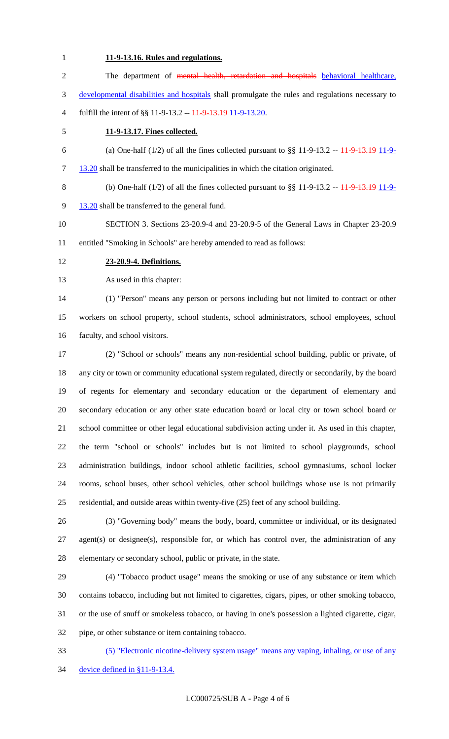**11-9-13.16. Rules and regulations.**

The department of ~~mental health, retardation and hospitals~~ behavioral healthcare, developmental disabilities and hospitals shall promulgate the rules and regulations necessary to fulfill the intent of §§ 11-9-13.2 -- ~~11-9-13.19~~ 11-9-13.20.

**11-9-13.17. Fines collected.**

(a) One-half (1/2) of all the fines collected pursuant to §§ 11-9-13.2 -- ~~11-9-13.19~~ 11-9-13.20 shall be transferred to the municipalities in which the citation originated.

(b) One-half (1/2) of all the fines collected pursuant to §§ 11-9-13.2 -- ~~11-9-13.19~~ 11-9-13.20 shall be transferred to the general fund.

SECTION 3. Sections 23-20.9-4 and 23-20.9-5 of the General Laws in Chapter 23-20.9 entitled "Smoking in Schools" are hereby amended to read as follows:

**23-20.9-4. Definitions.**

As used in this chapter:

(1) "Person" means any person or persons including but not limited to contract or other workers on school property, school students, school administrators, school employees, school faculty, and school visitors.

(2) "School or schools" means any non-residential school building, public or private, of any city or town or community educational system regulated, directly or secondarily, by the board of regents for elementary and secondary education or the department of elementary and secondary education or any other state education board or local city or town school board or school committee or other legal educational subdivision acting under it. As used in this chapter, the term "school or schools" includes but is not limited to school playgrounds, school administration buildings, indoor school athletic facilities, school gymnasiums, school locker rooms, school buses, other school vehicles, other school buildings whose use is not primarily residential, and outside areas within twenty-five (25) feet of any school building.

(3) "Governing body" means the body, board, committee or individual, or its designated agent(s) or designee(s), responsible for, or which has control over, the administration of any elementary or secondary school, public or private, in the state.

(4) "Tobacco product usage" means the smoking or use of any substance or item which contains tobacco, including but not limited to cigarettes, cigars, pipes, or other smoking tobacco, or the use of snuff or smokeless tobacco, or having in one's possession a lighted cigarette, cigar, pipe, or other substance or item containing tobacco.

(5) "Electronic nicotine-delivery system usage" means any vaping, inhaling, or use of any device defined in §11-9-13.4.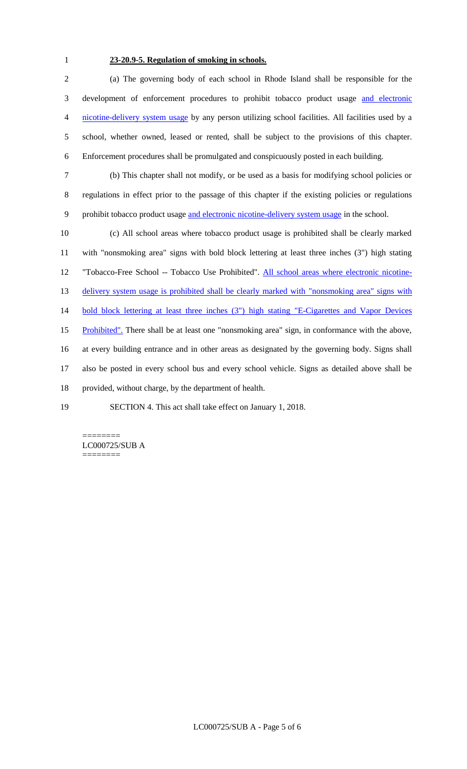**23-20.9-5. Regulation of smoking in schools.**

(a) The governing body of each school in Rhode Island shall be responsible for the development of enforcement procedures to prohibit tobacco product usage and electronic nicotine-delivery system usage by any person utilizing school facilities. All facilities used by a school, whether owned, leased or rented, shall be subject to the provisions of this chapter. Enforcement procedures shall be promulgated and conspicuously posted in each building.

(b) This chapter shall not modify, or be used as a basis for modifying school policies or regulations in effect prior to the passage of this chapter if the existing policies or regulations prohibit tobacco product usage and electronic nicotine-delivery system usage in the school.

(c) All school areas where tobacco product usage is prohibited shall be clearly marked with "nonsmoking area" signs with bold block lettering at least three inches (3") high stating "Tobacco-Free School -- Tobacco Use Prohibited". All school areas where electronic nicotine-delivery system usage is prohibited shall be clearly marked with "nonsmoking area" signs with bold block lettering at least three inches (3") high stating "E-Cigarettes and Vapor Devices Prohibited". There shall be at least one "nonsmoking area" sign, in conformance with the above, at every building entrance and in other areas as designated by the governing body. Signs shall also be posted in every school bus and every school vehicle. Signs as detailed above shall be provided, without charge, by the department of health.

SECTION 4. This act shall take effect on January 1, 2018.

========
LC000725/SUB A
========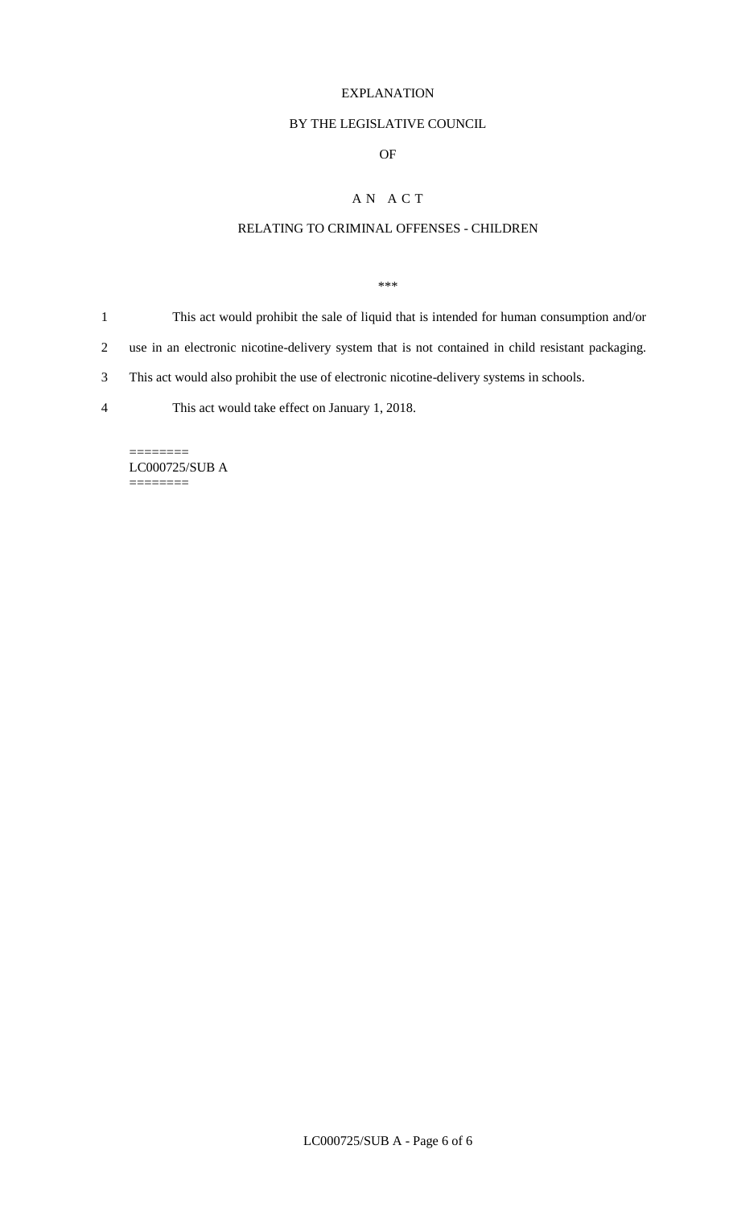EXPLANATION

BY THE LEGISLATIVE COUNCIL

OF

A N A C T

RELATING TO CRIMINAL OFFENSES - CHILDREN

\*\*\*

1 This act would prohibit the sale of liquid that is intended for human consumption and/or
2 use in an electronic nicotine-delivery system that is not contained in child resistant packaging.
3 This act would also prohibit the use of electronic nicotine-delivery systems in schools.
4 This act would take effect on January 1, 2018.

========
LC000725/SUB A
========